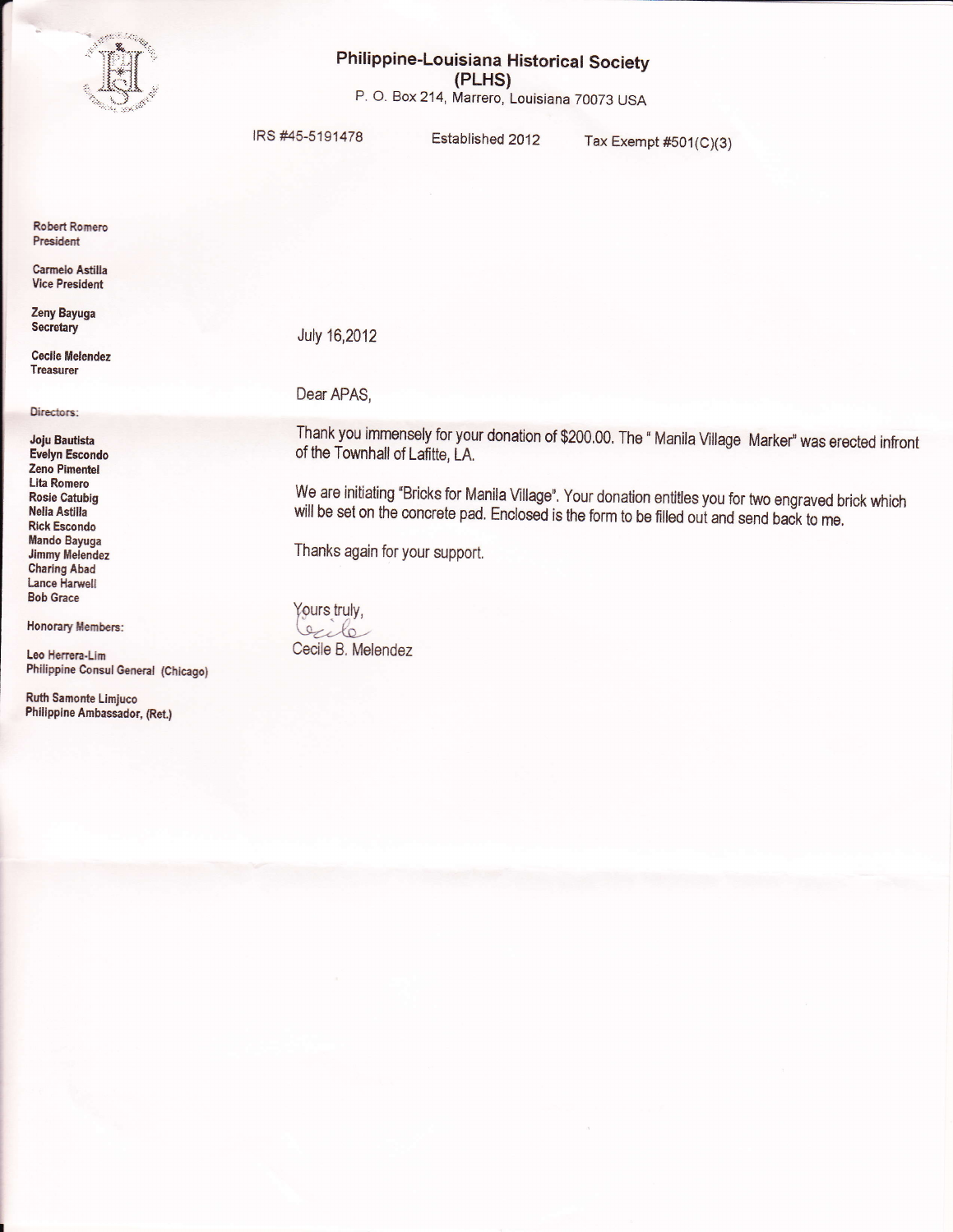# Philippine-Louisiana Historical Society
## (PLHS)

P. O. Box 214, Marrero, Louisiana 70073 USA

IRS #45-5191478 Established 2012 Tax Exempt #501(C)(3)

**Robert Romero**
**President**

**Carmelo Astilla**
**Vice President**

**Zeny Bayuga**
**Secretary**

**Cecile Melendez**
**Treasurer**

Directors:

**Joju Bautista**
**Evelyn Escondo**
**Zeno Pimentel**
**Lita Romero**
**Rosie Catubig**
**Nelia Astilla**
**Rick Escondo**
**Mando Bayuga**
**Jimmy Melendez**
**Charing Abad**
**Lance Harwell**
**Bob Grace**

Honorary Members:

**Leo Herrera-Lim**
**Philippine Consul General (Chicago)**

**Ruth Samonte Limjuco**
**Philippine Ambassador, (Ret.)**

July 16,2012

Dear APAS,

Thank you immensely for your donation of $200.00. The " Manila Village Marker" was erected infront of the Townhall of Lafitte, LA.

We are initiating "Bricks for Manila Village". Your donation entitles you for two engraved brick which will be set on the concrete pad. Enclosed is the form to be filled out and send back to me.

Thanks again for your support.

Yours truly,

Cecile B. Melendez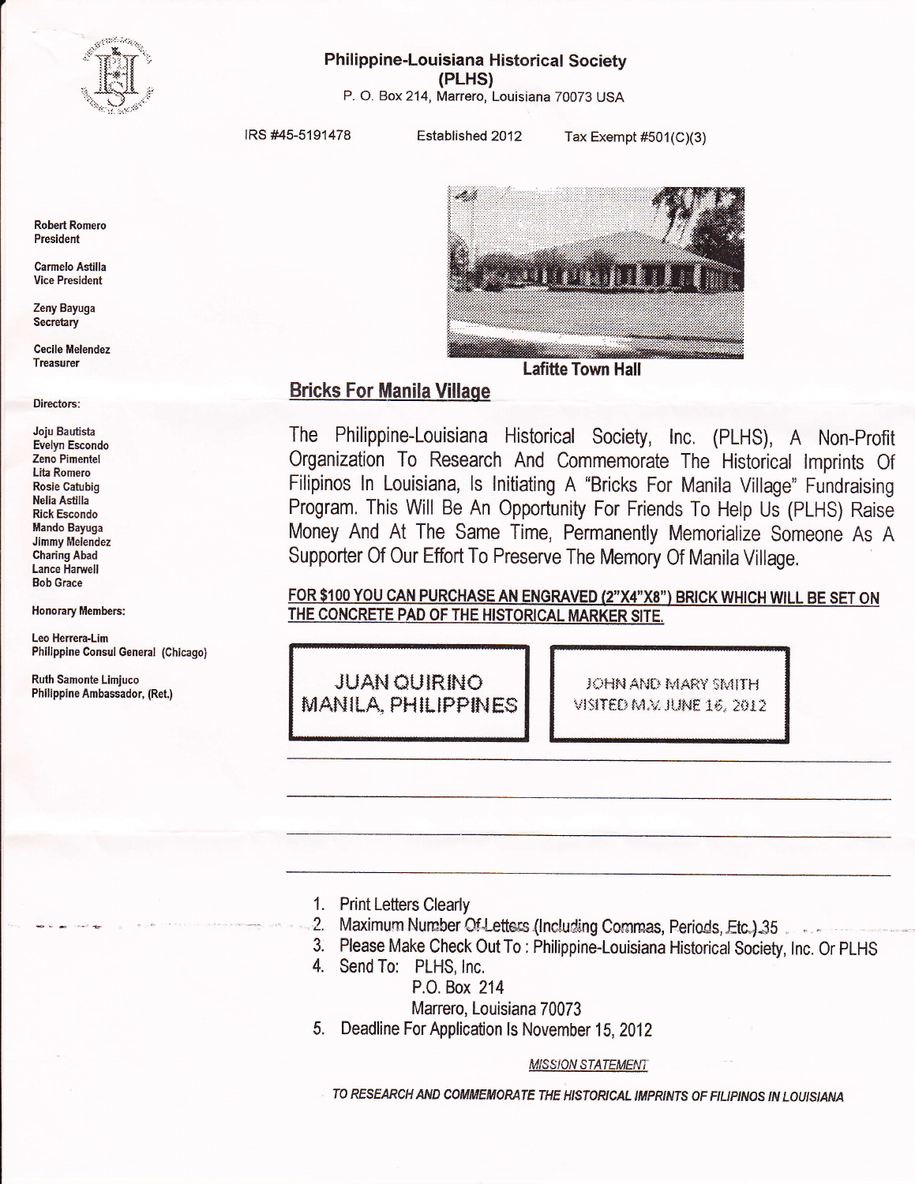# Philippine-Louisiana Historical Society
**(PLHS)**
P. O. Box 214, Marrero, Louisiana 70073 USA

IRS #45-5191478 Established 2012 Tax Exempt #501(C)(3)

**Robert Romero**
**President**

**Carmelo Astilla**
**Vice President**

**Zeny Bayuga**
**Secretary**

**Cecile Melendez**
**Treasurer**

Directors:

**Joju Bautista**
**Evelyn Escondo**
**Zeno Pimentel**
**Lita Romero**
**Rosie Catubig**
**Nelia Astilla**
**Rick Escondo**
**Mando Bayuga**
**Jimmy Melendez**
**Charing Abad**
**Lance Harwell**
**Bob Grace**

Honorary Members:

**Leo Herrera-Lim**
**Philippine Consul General (Chicago)**

**Ruth Samonte Limjuco**
**Philippine Ambassador, (Ret.)**

**Lafitte Town Hall**

## Bricks For Manila Village

The Philippine-Louisiana Historical Society, Inc. (PLHS), A Non-Profit Organization To Research And Commemorate The Historical Imprints Of Filipinos In Louisiana, Is Initiating A "Bricks For Manila Village" Fundraising Program. This Will Be An Opportunity For Friends To Help Us (PLHS) Raise Money And At The Same Time, Permanently Memorialize Someone As A Supporter Of Our Effort To Preserve The Memory Of Manila Village.

**FOR $100 YOU CAN PURCHASE AN ENGRAVED (2"X4"X8") BRICK WHICH WILL BE SET ON THE CONCRETE PAD OF THE HISTORICAL MARKER SITE.**

JUAN QUIRINO
MANILA, PHILIPPINES

JOHN AND MARY SMITH
VISITED M.V. JUNE 16, 2012

1. Print Letters Clearly
2. Maximum Number Of Letters (Including Commas, Periods, Etc.) 35
3. Please Make Check Out To : Philippine-Louisiana Historical Society, Inc. Or PLHS
4. Send To: PLHS, Inc.
   P.O. Box 214
   Marrero, Louisiana 70073
5. Deadline For Application Is November 15, 2012

*MISSION STATEMENT*

***TO RESEARCH AND COMMEMORATE THE HISTORICAL IMPRINTS OF FILIPINOS IN LOUISIANA***